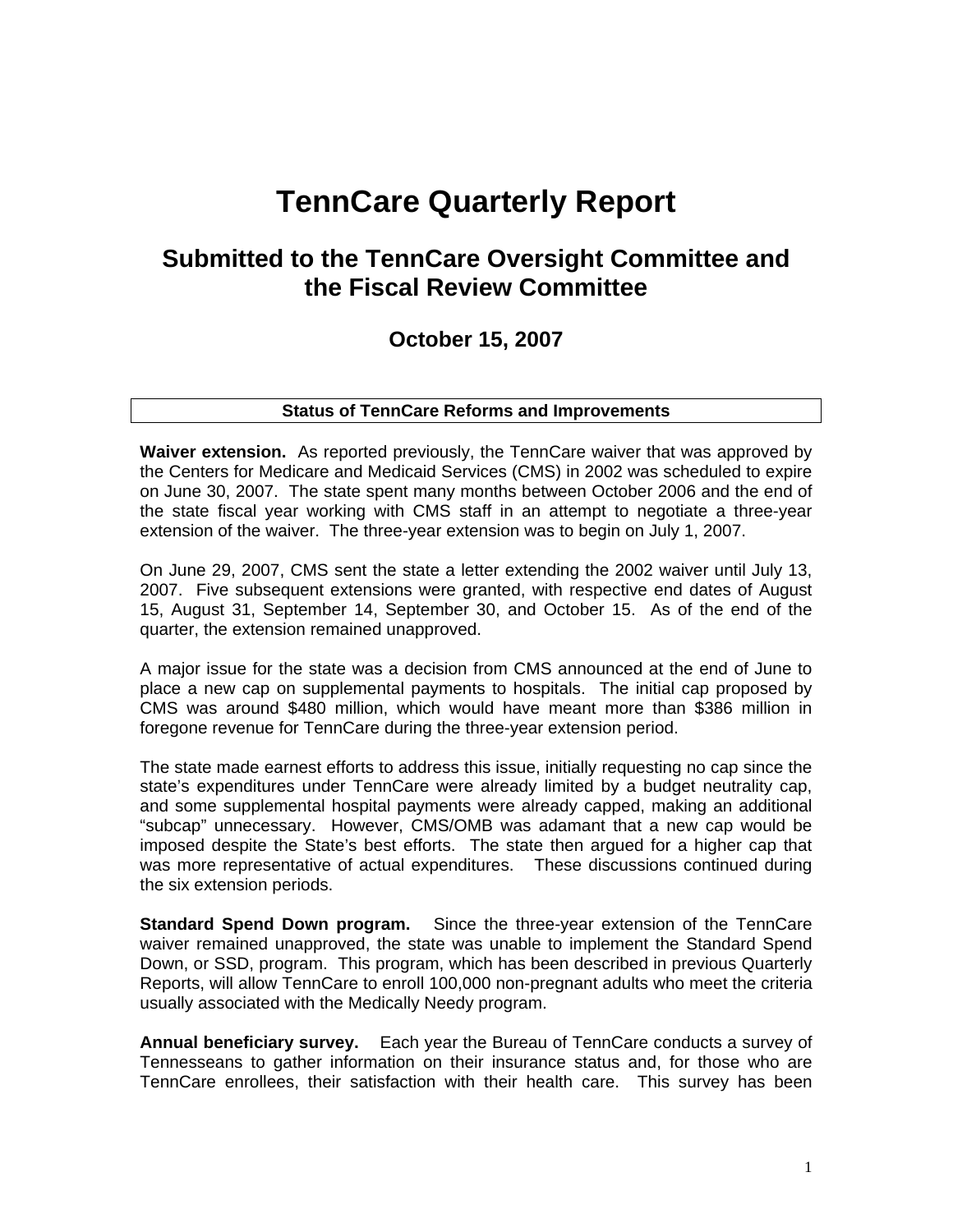# TennCare Quarterly Report

## Submitted to the TennCare Oversight Committee and the Fiscal Review Committee

### October 15, 2007

**Status of TennCare Reforms and Improvements**

**Waiver extension.** As reported previously, the TennCare waiver that was approved by the Centers for Medicare and Medicaid Services (CMS) in 2002 was scheduled to expire on June 30, 2007. The state spent many months between October 2006 and the end of the state fiscal year working with CMS staff in an attempt to negotiate a three-year extension of the waiver. The three-year extension was to begin on July 1, 2007.

On June 29, 2007, CMS sent the state a letter extending the 2002 waiver until July 13, 2007. Five subsequent extensions were granted, with respective end dates of August 15, August 31, September 14, September 30, and October 15. As of the end of the quarter, the extension remained unapproved.

A major issue for the state was a decision from CMS announced at the end of June to place a new cap on supplemental payments to hospitals. The initial cap proposed by CMS was around $480 million, which would have meant more than $386 million in foregone revenue for TennCare during the three-year extension period.

The state made earnest efforts to address this issue, initially requesting no cap since the state's expenditures under TennCare were already limited by a budget neutrality cap, and some supplemental hospital payments were already capped, making an additional "subcap" unnecessary. However, CMS/OMB was adamant that a new cap would be imposed despite the State's best efforts. The state then argued for a higher cap that was more representative of actual expenditures. These discussions continued during the six extension periods.

**Standard Spend Down program.** Since the three-year extension of the TennCare waiver remained unapproved, the state was unable to implement the Standard Spend Down, or SSD, program. This program, which has been described in previous Quarterly Reports, will allow TennCare to enroll 100,000 non-pregnant adults who meet the criteria usually associated with the Medically Needy program.

**Annual beneficiary survey.** Each year the Bureau of TennCare conducts a survey of Tennesseans to gather information on their insurance status and, for those who are TennCare enrollees, their satisfaction with their health care. This survey has been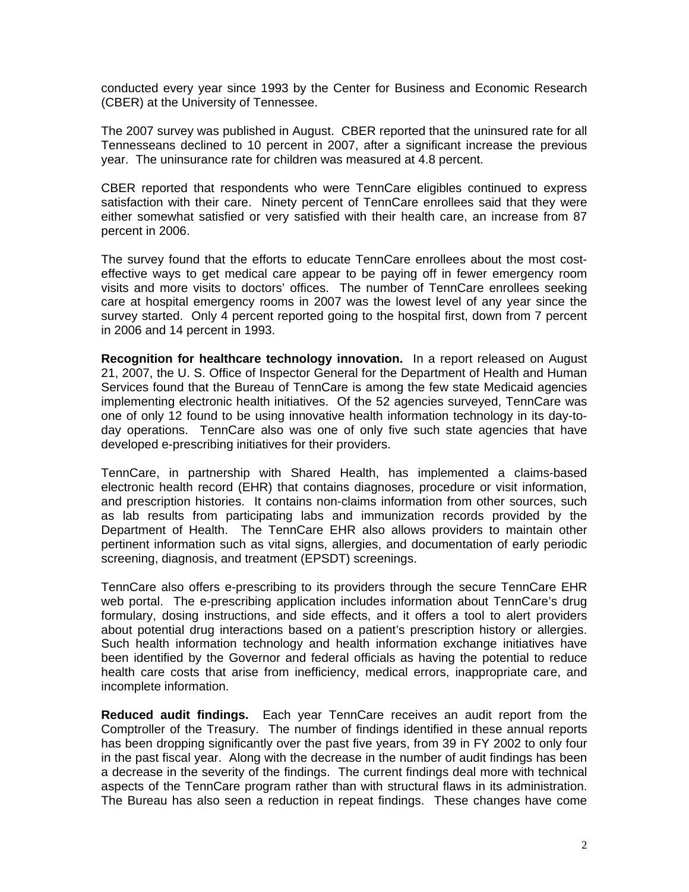conducted every year since 1993 by the Center for Business and Economic Research (CBER) at the University of Tennessee.

The 2007 survey was published in August. CBER reported that the uninsured rate for all Tennesseans declined to 10 percent in 2007, after a significant increase the previous year. The uninsurance rate for children was measured at 4.8 percent.

CBER reported that respondents who were TennCare eligibles continued to express satisfaction with their care. Ninety percent of TennCare enrollees said that they were either somewhat satisfied or very satisfied with their health care, an increase from 87 percent in 2006.

The survey found that the efforts to educate TennCare enrollees about the most cost-effective ways to get medical care appear to be paying off in fewer emergency room visits and more visits to doctors' offices. The number of TennCare enrollees seeking care at hospital emergency rooms in 2007 was the lowest level of any year since the survey started. Only 4 percent reported going to the hospital first, down from 7 percent in 2006 and 14 percent in 1993.

**Recognition for healthcare technology innovation.** In a report released on August 21, 2007, the U. S. Office of Inspector General for the Department of Health and Human Services found that the Bureau of TennCare is among the few state Medicaid agencies implementing electronic health initiatives. Of the 52 agencies surveyed, TennCare was one of only 12 found to be using innovative health information technology in its day-to-day operations. TennCare also was one of only five such state agencies that have developed e-prescribing initiatives for their providers.

TennCare, in partnership with Shared Health, has implemented a claims-based electronic health record (EHR) that contains diagnoses, procedure or visit information, and prescription histories. It contains non-claims information from other sources, such as lab results from participating labs and immunization records provided by the Department of Health. The TennCare EHR also allows providers to maintain other pertinent information such as vital signs, allergies, and documentation of early periodic screening, diagnosis, and treatment (EPSDT) screenings.

TennCare also offers e-prescribing to its providers through the secure TennCare EHR web portal. The e-prescribing application includes information about TennCare's drug formulary, dosing instructions, and side effects, and it offers a tool to alert providers about potential drug interactions based on a patient's prescription history or allergies. Such health information technology and health information exchange initiatives have been identified by the Governor and federal officials as having the potential to reduce health care costs that arise from inefficiency, medical errors, inappropriate care, and incomplete information.

**Reduced audit findings.** Each year TennCare receives an audit report from the Comptroller of the Treasury. The number of findings identified in these annual reports has been dropping significantly over the past five years, from 39 in FY 2002 to only four in the past fiscal year. Along with the decrease in the number of audit findings has been a decrease in the severity of the findings. The current findings deal more with technical aspects of the TennCare program rather than with structural flaws in its administration. The Bureau has also seen a reduction in repeat findings. These changes have come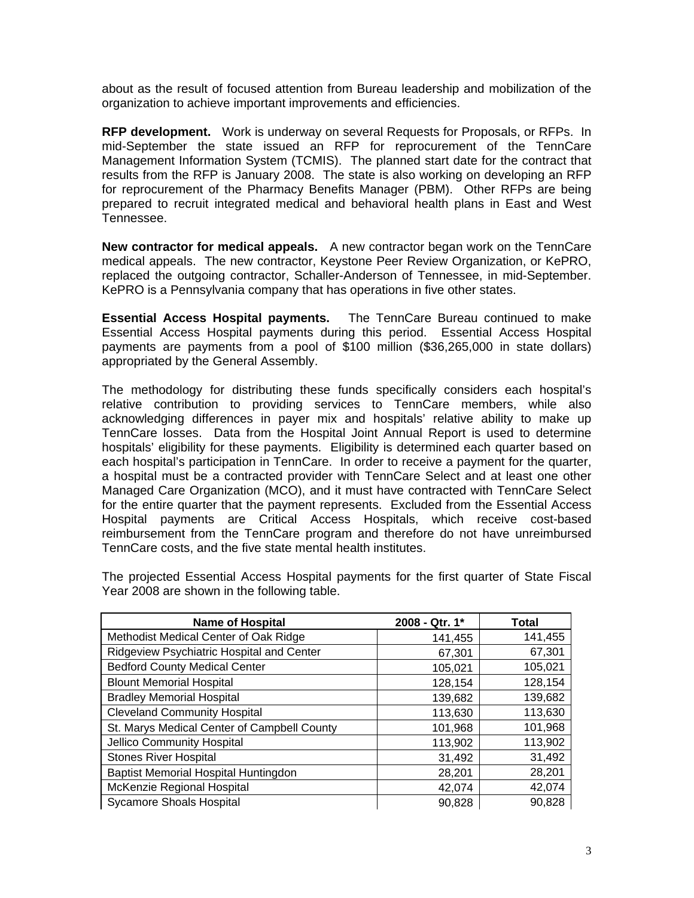about as the result of focused attention from Bureau leadership and mobilization of the organization to achieve important improvements and efficiencies.

**RFP development.** Work is underway on several Requests for Proposals, or RFPs. In mid-September the state issued an RFP for reprocurement of the TennCare Management Information System (TCMIS). The planned start date for the contract that results from the RFP is January 2008. The state is also working on developing an RFP for reprocurement of the Pharmacy Benefits Manager (PBM). Other RFPs are being prepared to recruit integrated medical and behavioral health plans in East and West Tennessee.

**New contractor for medical appeals.** A new contractor began work on the TennCare medical appeals. The new contractor, Keystone Peer Review Organization, or KePRO, replaced the outgoing contractor, Schaller-Anderson of Tennessee, in mid-September. KePRO is a Pennsylvania company that has operations in five other states.

**Essential Access Hospital payments.** The TennCare Bureau continued to make Essential Access Hospital payments during this period. Essential Access Hospital payments are payments from a pool of $100 million ($36,265,000 in state dollars) appropriated by the General Assembly.

The methodology for distributing these funds specifically considers each hospital's relative contribution to providing services to TennCare members, while also acknowledging differences in payer mix and hospitals' relative ability to make up TennCare losses. Data from the Hospital Joint Annual Report is used to determine hospitals' eligibility for these payments. Eligibility is determined each quarter based on each hospital's participation in TennCare. In order to receive a payment for the quarter, a hospital must be a contracted provider with TennCare Select and at least one other Managed Care Organization (MCO), and it must have contracted with TennCare Select for the entire quarter that the payment represents. Excluded from the Essential Access Hospital payments are Critical Access Hospitals, which receive cost-based reimbursement from the TennCare program and therefore do not have unreimbursed TennCare costs, and the five state mental health institutes.

The projected Essential Access Hospital payments for the first quarter of State Fiscal Year 2008 are shown in the following table.

| Name of Hospital | 2008 - Qtr. 1* | Total |
|---|---|---|
| Methodist Medical Center of Oak Ridge | 141,455 | 141,455 |
| Ridgeview Psychiatric Hospital and Center | 67,301 | 67,301 |
| Bedford County Medical Center | 105,021 | 105,021 |
| Blount Memorial Hospital | 128,154 | 128,154 |
| Bradley Memorial Hospital | 139,682 | 139,682 |
| Cleveland Community Hospital | 113,630 | 113,630 |
| St. Marys Medical Center of Campbell County | 101,968 | 101,968 |
| Jellico Community Hospital | 113,902 | 113,902 |
| Stones River Hospital | 31,492 | 31,492 |
| Baptist Memorial Hospital Huntingdon | 28,201 | 28,201 |
| McKenzie Regional Hospital | 42,074 | 42,074 |
| Sycamore Shoals Hospital | 90,828 | 90,828 |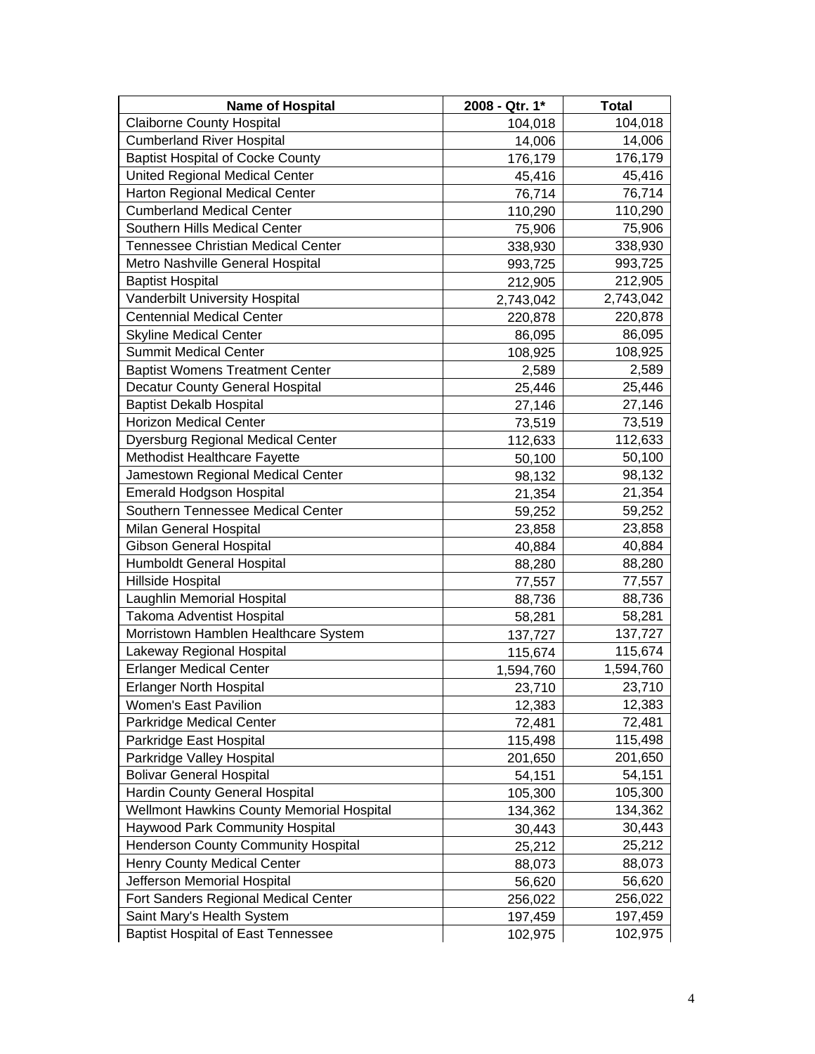| Name of Hospital | 2008 - Qtr. 1* | Total |
| --- | --- | --- |
| Claiborne County Hospital | 104,018 | 104,018 |
| Cumberland River Hospital | 14,006 | 14,006 |
| Baptist Hospital of Cocke County | 176,179 | 176,179 |
| United Regional Medical Center | 45,416 | 45,416 |
| Harton Regional Medical Center | 76,714 | 76,714 |
| Cumberland Medical Center | 110,290 | 110,290 |
| Southern Hills Medical Center | 75,906 | 75,906 |
| Tennessee Christian Medical Center | 338,930 | 338,930 |
| Metro Nashville General Hospital | 993,725 | 993,725 |
| Baptist Hospital | 212,905 | 212,905 |
| Vanderbilt University Hospital | 2,743,042 | 2,743,042 |
| Centennial Medical Center | 220,878 | 220,878 |
| Skyline Medical Center | 86,095 | 86,095 |
| Summit Medical Center | 108,925 | 108,925 |
| Baptist Womens Treatment Center | 2,589 | 2,589 |
| Decatur County General Hospital | 25,446 | 25,446 |
| Baptist Dekalb Hospital | 27,146 | 27,146 |
| Horizon Medical Center | 73,519 | 73,519 |
| Dyersburg Regional Medical Center | 112,633 | 112,633 |
| Methodist Healthcare Fayette | 50,100 | 50,100 |
| Jamestown Regional Medical Center | 98,132 | 98,132 |
| Emerald Hodgson Hospital | 21,354 | 21,354 |
| Southern Tennessee Medical Center | 59,252 | 59,252 |
| Milan General Hospital | 23,858 | 23,858 |
| Gibson General Hospital | 40,884 | 40,884 |
| Humboldt General Hospital | 88,280 | 88,280 |
| Hillside Hospital | 77,557 | 77,557 |
| Laughlin Memorial Hospital | 88,736 | 88,736 |
| Takoma Adventist Hospital | 58,281 | 58,281 |
| Morristown Hamblen Healthcare System | 137,727 | 137,727 |
| Lakeway Regional Hospital | 115,674 | 115,674 |
| Erlanger Medical Center | 1,594,760 | 1,594,760 |
| Erlanger North Hospital | 23,710 | 23,710 |
| Women's East Pavilion | 12,383 | 12,383 |
| Parkridge Medical Center | 72,481 | 72,481 |
| Parkridge East Hospital | 115,498 | 115,498 |
| Parkridge Valley Hospital | 201,650 | 201,650 |
| Bolivar General Hospital | 54,151 | 54,151 |
| Hardin County General Hospital | 105,300 | 105,300 |
| Wellmont Hawkins County Memorial Hospital | 134,362 | 134,362 |
| Haywood Park Community Hospital | 30,443 | 30,443 |
| Henderson County Community Hospital | 25,212 | 25,212 |
| Henry County Medical Center | 88,073 | 88,073 |
| Jefferson Memorial Hospital | 56,620 | 56,620 |
| Fort Sanders Regional Medical Center | 256,022 | 256,022 |
| Saint Mary's Health System | 197,459 | 197,459 |
| Baptist Hospital of East Tennessee | 102,975 | 102,975 |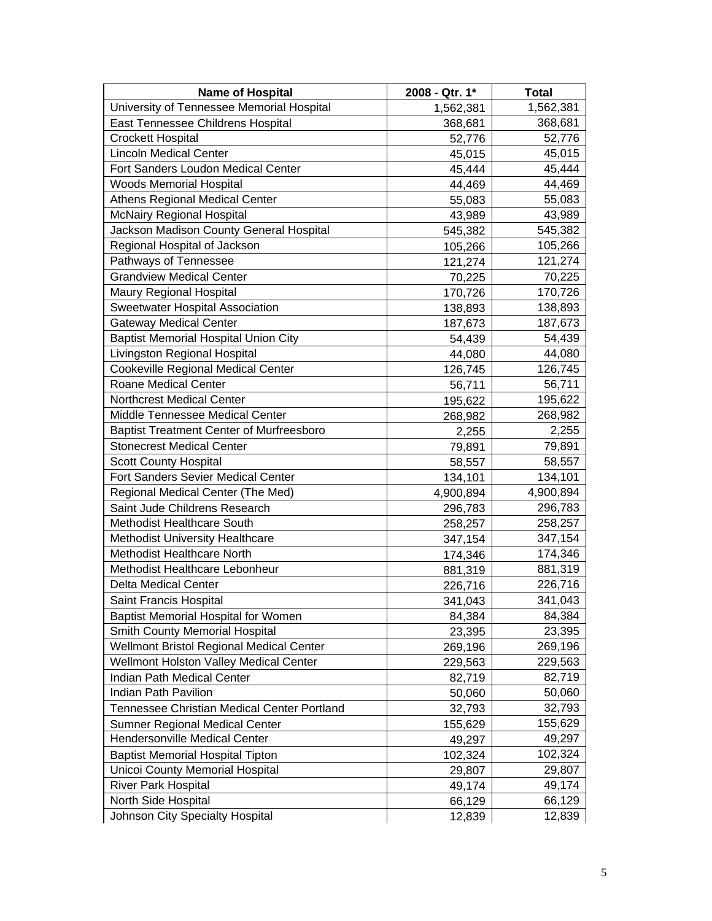| Name of Hospital | 2008 - Qtr. 1* | Total |
| --- | --- | --- |
| University of Tennessee Memorial Hospital | 1,562,381 | 1,562,381 |
| East Tennessee Childrens Hospital | 368,681 | 368,681 |
| Crockett Hospital | 52,776 | 52,776 |
| Lincoln Medical Center | 45,015 | 45,015 |
| Fort Sanders Loudon Medical Center | 45,444 | 45,444 |
| Woods Memorial Hospital | 44,469 | 44,469 |
| Athens Regional Medical Center | 55,083 | 55,083 |
| McNairy Regional Hospital | 43,989 | 43,989 |
| Jackson Madison County General Hospital | 545,382 | 545,382 |
| Regional Hospital of Jackson | 105,266 | 105,266 |
| Pathways of Tennessee | 121,274 | 121,274 |
| Grandview Medical Center | 70,225 | 70,225 |
| Maury Regional Hospital | 170,726 | 170,726 |
| Sweetwater Hospital Association | 138,893 | 138,893 |
| Gateway Medical Center | 187,673 | 187,673 |
| Baptist Memorial Hospital Union City | 54,439 | 54,439 |
| Livingston Regional Hospital | 44,080 | 44,080 |
| Cookeville Regional Medical Center | 126,745 | 126,745 |
| Roane Medical Center | 56,711 | 56,711 |
| Northcrest Medical Center | 195,622 | 195,622 |
| Middle Tennessee Medical Center | 268,982 | 268,982 |
| Baptist Treatment Center of Murfreesboro | 2,255 | 2,255 |
| Stonecrest Medical Center | 79,891 | 79,891 |
| Scott County Hospital | 58,557 | 58,557 |
| Fort Sanders Sevier Medical Center | 134,101 | 134,101 |
| Regional Medical Center (The Med) | 4,900,894 | 4,900,894 |
| Saint Jude Childrens Research | 296,783 | 296,783 |
| Methodist Healthcare South | 258,257 | 258,257 |
| Methodist University Healthcare | 347,154 | 347,154 |
| Methodist Healthcare North | 174,346 | 174,346 |
| Methodist Healthcare Lebonheur | 881,319 | 881,319 |
| Delta Medical Center | 226,716 | 226,716 |
| Saint Francis Hospital | 341,043 | 341,043 |
| Baptist Memorial Hospital for Women | 84,384 | 84,384 |
| Smith County Memorial Hospital | 23,395 | 23,395 |
| Wellmont Bristol Regional Medical Center | 269,196 | 269,196 |
| Wellmont Holston Valley Medical Center | 229,563 | 229,563 |
| Indian Path Medical Center | 82,719 | 82,719 |
| Indian Path Pavilion | 50,060 | 50,060 |
| Tennessee Christian Medical Center Portland | 32,793 | 32,793 |
| Sumner Regional Medical Center | 155,629 | 155,629 |
| Hendersonville Medical Center | 49,297 | 49,297 |
| Baptist Memorial Hospital Tipton | 102,324 | 102,324 |
| Unicoi County Memorial Hospital | 29,807 | 29,807 |
| River Park Hospital | 49,174 | 49,174 |
| North Side Hospital | 66,129 | 66,129 |
| Johnson City Specialty Hospital | 12,839 | 12,839 |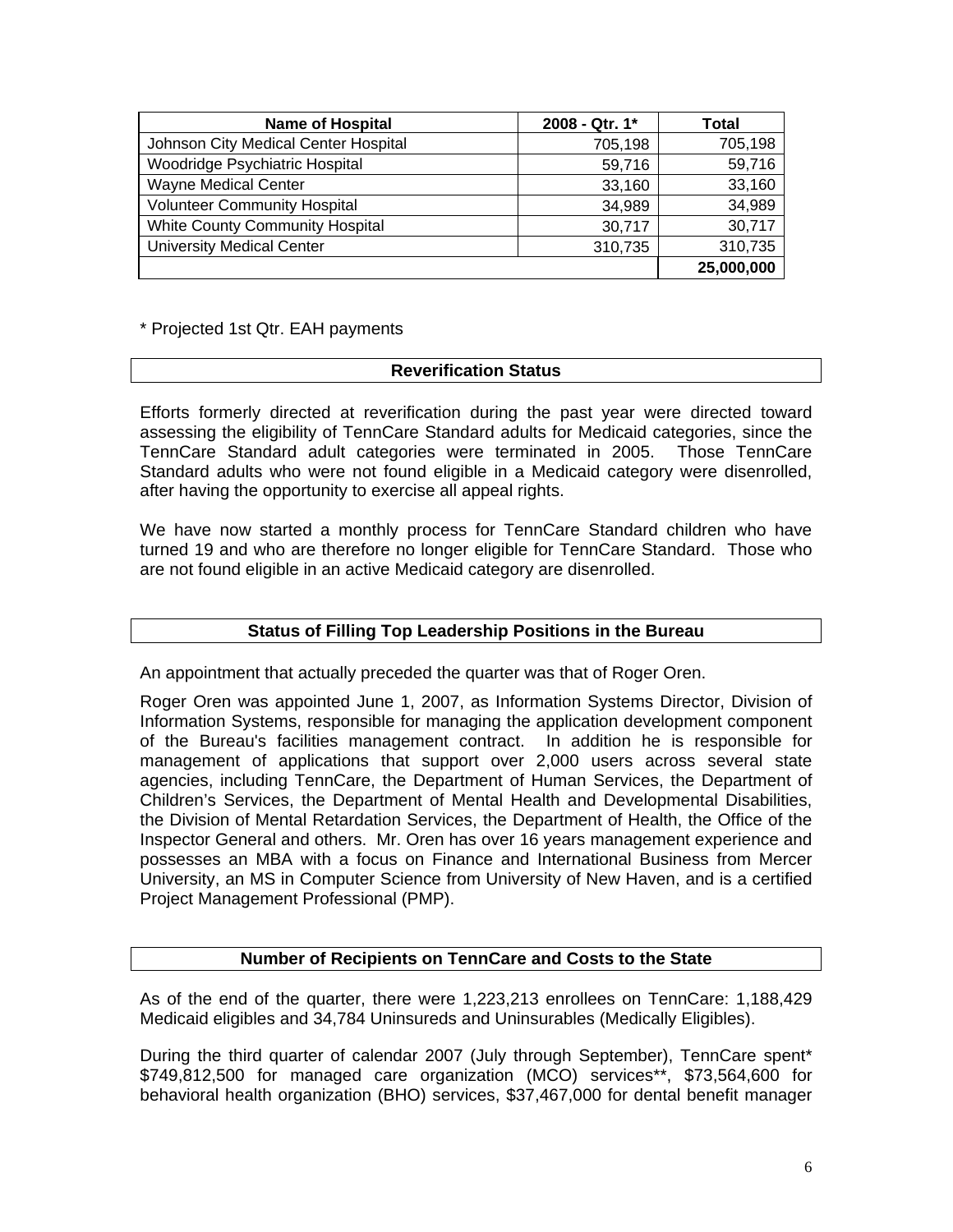| Name of Hospital | 2008 - Qtr. 1* | Total |
|---|---|---|
| Johnson City Medical Center Hospital | 705,198 | 705,198 |
| Woodridge Psychiatric Hospital | 59,716 | 59,716 |
| Wayne Medical Center | 33,160 | 33,160 |
| Volunteer Community Hospital | 34,989 | 34,989 |
| White County Community Hospital | 30,717 | 30,717 |
| University Medical Center | 310,735 | 310,735 |
| | | **25,000,000** |

\* Projected 1st Qtr. EAH payments

## Reverification Status

Efforts formerly directed at reverification during the past year were directed toward assessing the eligibility of TennCare Standard adults for Medicaid categories, since the TennCare Standard adult categories were terminated in 2005. Those TennCare Standard adults who were not found eligible in a Medicaid category were disenrolled, after having the opportunity to exercise all appeal rights.

We have now started a monthly process for TennCare Standard children who have turned 19 and who are therefore no longer eligible for TennCare Standard. Those who are not found eligible in an active Medicaid category are disenrolled.

## Status of Filling Top Leadership Positions in the Bureau

An appointment that actually preceded the quarter was that of Roger Oren.

Roger Oren was appointed June 1, 2007, as Information Systems Director, Division of Information Systems, responsible for managing the application development component of the Bureau's facilities management contract. In addition he is responsible for management of applications that support over 2,000 users across several state agencies, including TennCare, the Department of Human Services, the Department of Children's Services, the Department of Mental Health and Developmental Disabilities, the Division of Mental Retardation Services, the Department of Health, the Office of the Inspector General and others. Mr. Oren has over 16 years management experience and possesses an MBA with a focus on Finance and International Business from Mercer University, an MS in Computer Science from University of New Haven, and is a certified Project Management Professional (PMP).

## Number of Recipients on TennCare and Costs to the State

As of the end of the quarter, there were 1,223,213 enrollees on TennCare: 1,188,429 Medicaid eligibles and 34,784 Uninsureds and Uninsurables (Medically Eligibles).

During the third quarter of calendar 2007 (July through September), TennCare spent* $749,812,500 for managed care organization (MCO) services**, $73,564,600 for behavioral health organization (BHO) services, $37,467,000 for dental benefit manager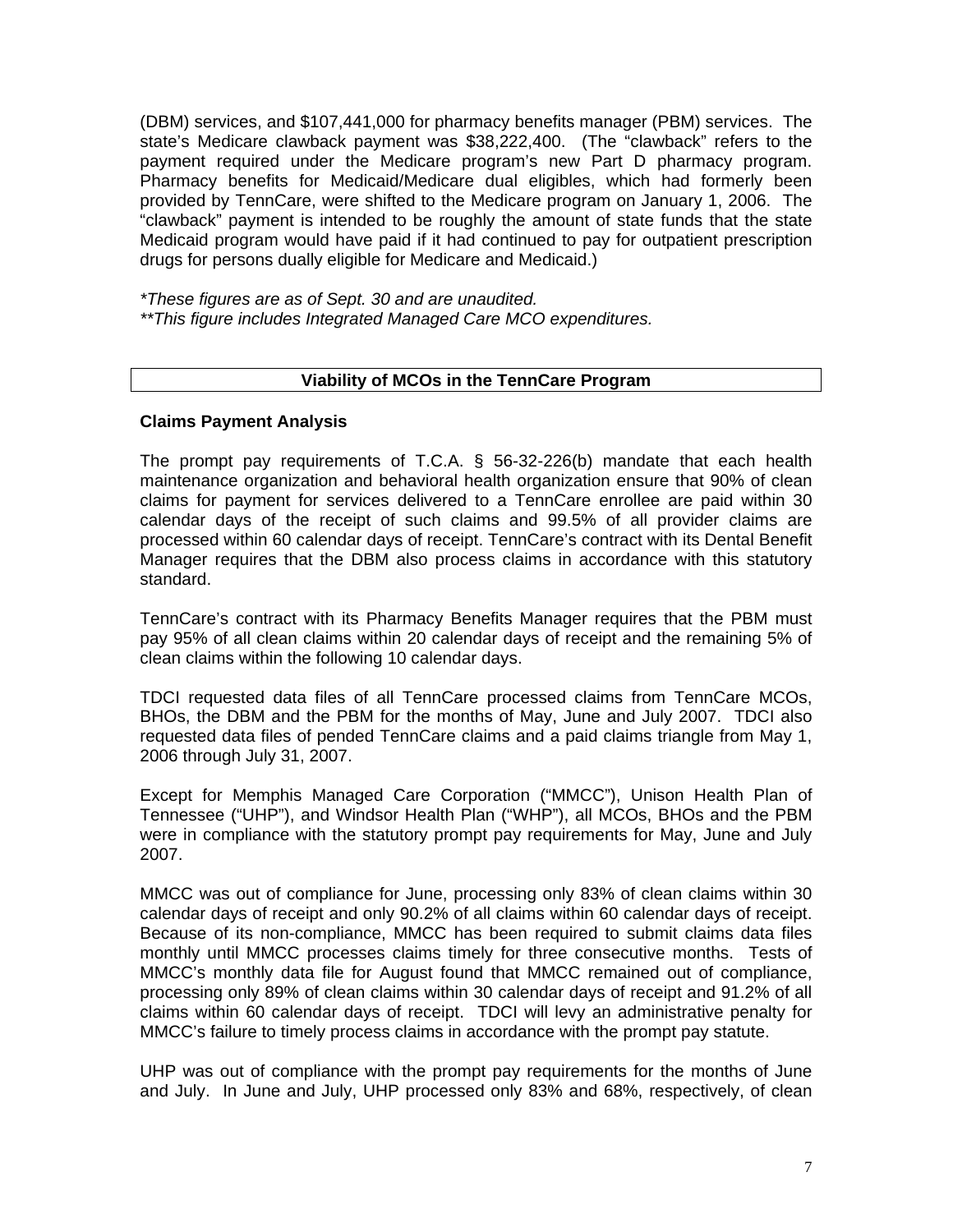(DBM) services, and $107,441,000 for pharmacy benefits manager (PBM) services. The state's Medicare clawback payment was $38,222,400. (The "clawback" refers to the payment required under the Medicare program's new Part D pharmacy program. Pharmacy benefits for Medicaid/Medicare dual eligibles, which had formerly been provided by TennCare, were shifted to the Medicare program on January 1, 2006. The "clawback" payment is intended to be roughly the amount of state funds that the state Medicaid program would have paid if it had continued to pay for outpatient prescription drugs for persons dually eligible for Medicare and Medicaid.)

**These figures are as of Sept. 30 and are unaudited.*
***This figure includes Integrated Managed Care MCO expenditures.*

## Viability of MCOs in the TennCare Program

### Claims Payment Analysis

The prompt pay requirements of T.C.A. § 56-32-226(b) mandate that each health maintenance organization and behavioral health organization ensure that 90% of clean claims for payment for services delivered to a TennCare enrollee are paid within 30 calendar days of the receipt of such claims and 99.5% of all provider claims are processed within 60 calendar days of receipt. TennCare's contract with its Dental Benefit Manager requires that the DBM also process claims in accordance with this statutory standard.

TennCare's contract with its Pharmacy Benefits Manager requires that the PBM must pay 95% of all clean claims within 20 calendar days of receipt and the remaining 5% of clean claims within the following 10 calendar days.

TDCI requested data files of all TennCare processed claims from TennCare MCOs, BHOs, the DBM and the PBM for the months of May, June and July 2007. TDCI also requested data files of pended TennCare claims and a paid claims triangle from May 1, 2006 through July 31, 2007.

Except for Memphis Managed Care Corporation ("MMCC"), Unison Health Plan of Tennessee ("UHP"), and Windsor Health Plan ("WHP"), all MCOs, BHOs and the PBM were in compliance with the statutory prompt pay requirements for May, June and July 2007.

MMCC was out of compliance for June, processing only 83% of clean claims within 30 calendar days of receipt and only 90.2% of all claims within 60 calendar days of receipt. Because of its non-compliance, MMCC has been required to submit claims data files monthly until MMCC processes claims timely for three consecutive months. Tests of MMCC's monthly data file for August found that MMCC remained out of compliance, processing only 89% of clean claims within 30 calendar days of receipt and 91.2% of all claims within 60 calendar days of receipt. TDCI will levy an administrative penalty for MMCC's failure to timely process claims in accordance with the prompt pay statute.

UHP was out of compliance with the prompt pay requirements for the months of June and July. In June and July, UHP processed only 83% and 68%, respectively, of clean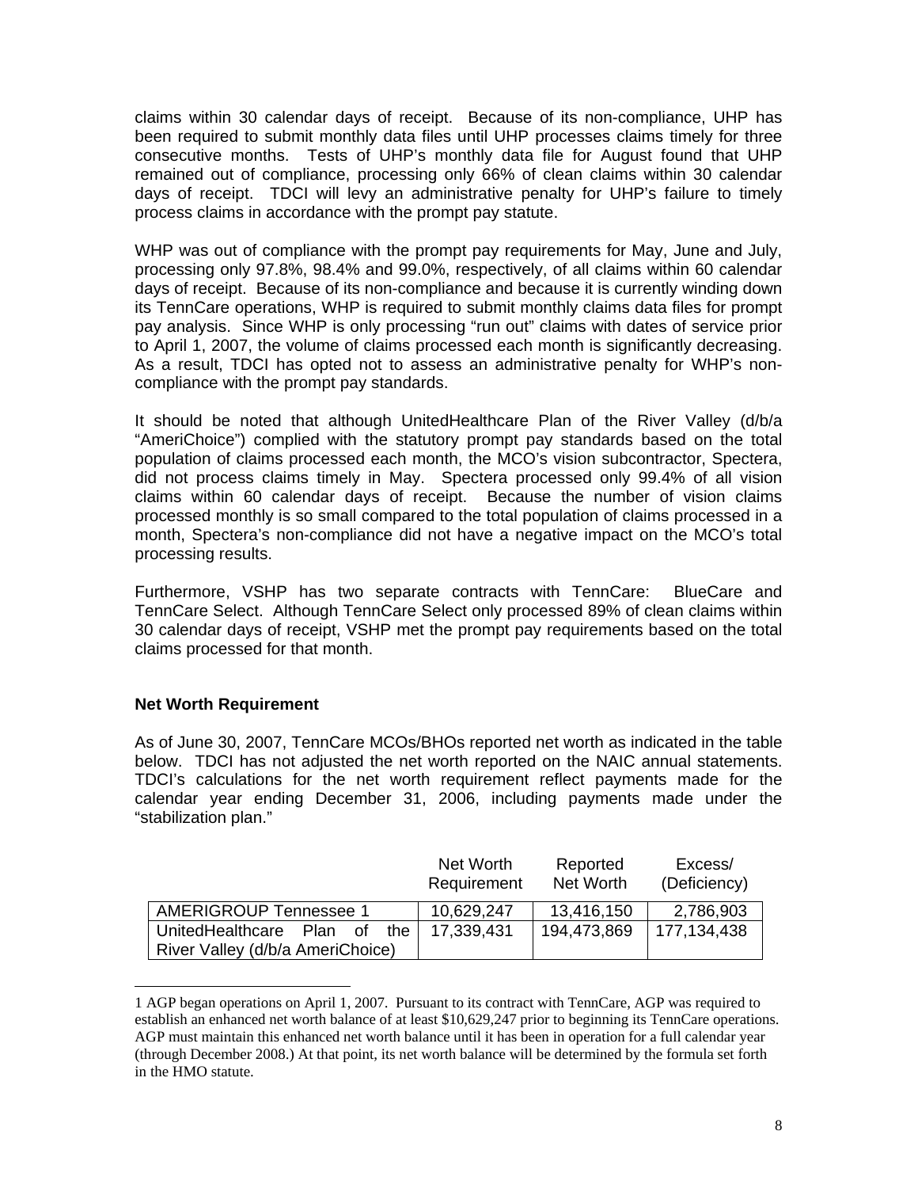claims within 30 calendar days of receipt. Because of its non-compliance, UHP has been required to submit monthly data files until UHP processes claims timely for three consecutive months. Tests of UHP's monthly data file for August found that UHP remained out of compliance, processing only 66% of clean claims within 30 calendar days of receipt. TDCI will levy an administrative penalty for UHP's failure to timely process claims in accordance with the prompt pay statute.

WHP was out of compliance with the prompt pay requirements for May, June and July, processing only 97.8%, 98.4% and 99.0%, respectively, of all claims within 60 calendar days of receipt. Because of its non-compliance and because it is currently winding down its TennCare operations, WHP is required to submit monthly claims data files for prompt pay analysis. Since WHP is only processing "run out" claims with dates of service prior to April 1, 2007, the volume of claims processed each month is significantly decreasing. As a result, TDCI has opted not to assess an administrative penalty for WHP's non-compliance with the prompt pay standards.

It should be noted that although UnitedHealthcare Plan of the River Valley (d/b/a "AmeriChoice") complied with the statutory prompt pay standards based on the total population of claims processed each month, the MCO's vision subcontractor, Spectera, did not process claims timely in May. Spectera processed only 99.4% of all vision claims within 60 calendar days of receipt. Because the number of vision claims processed monthly is so small compared to the total population of claims processed in a month, Spectera's non-compliance did not have a negative impact on the MCO's total processing results.

Furthermore, VSHP has two separate contracts with TennCare: BlueCare and TennCare Select. Although TennCare Select only processed 89% of clean claims within 30 calendar days of receipt, VSHP met the prompt pay requirements based on the total claims processed for that month.

**Net Worth Requirement**

As of June 30, 2007, TennCare MCOs/BHOs reported net worth as indicated in the table below. TDCI has not adjusted the net worth reported on the NAIC annual statements. TDCI's calculations for the net worth requirement reflect payments made for the calendar year ending December 31, 2006, including payments made under the "stabilization plan."

| | Net Worth Requirement | Reported Net Worth | Excess/ (Deficiency) |
|---|---|---|---|
| AMERIGROUP Tennessee [1] | 10,629,247 | 13,416,150 | 2,786,903 |
| UnitedHealthcare Plan of the River Valley (d/b/a AmeriChoice) | 17,339,431 | 194,473,869 | 177,134,438 |

[1] AGP began operations on April 1, 2007. Pursuant to its contract with TennCare, AGP was required to establish an enhanced net worth balance of at least $10,629,247 prior to beginning its TennCare operations. AGP must maintain this enhanced net worth balance until it has been in operation for a full calendar year (through December 2008.) At that point, its net worth balance will be determined by the formula set forth in the HMO statute.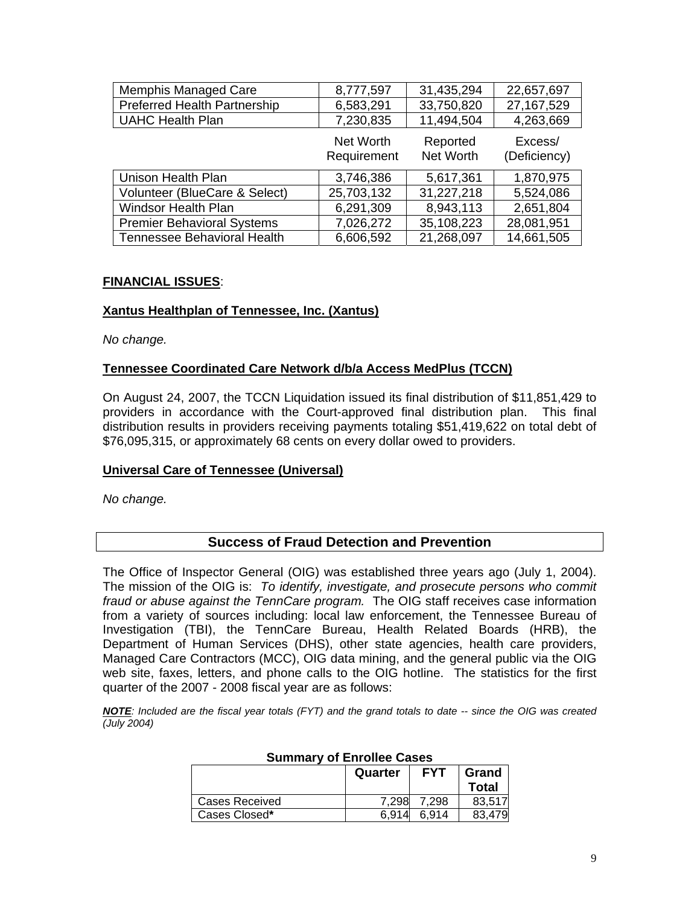| | | | |
|---|---|---|---|
| Memphis Managed Care | 8,777,597 | 31,435,294 | 22,657,697 |
| Preferred Health Partnership | 6,583,291 | 33,750,820 | 27,167,529 |
| UAHC Health Plan | 7,230,835 | 11,494,504 | 4,263,669 |

| | Net Worth Requirement | Reported Net Worth | Excess/ (Deficiency) |
|---|---|---|---|
| Unison Health Plan | 3,746,386 | 5,617,361 | 1,870,975 |
| Volunteer (BlueCare & Select) | 25,703,132 | 31,227,218 | 5,524,086 |
| Windsor Health Plan | 6,291,309 | 8,943,113 | 2,651,804 |
| Premier Behavioral Systems | 7,026,272 | 35,108,223 | 28,081,951 |
| Tennessee Behavioral Health | 6,606,592 | 21,268,097 | 14,661,505 |

**FINANCIAL ISSUES**:

**Xantus Healthplan of Tennessee, Inc. (Xantus)**

*No change.*

**Tennessee Coordinated Care Network d/b/a Access MedPlus (TCCN)**

On August 24, 2007, the TCCN Liquidation issued its final distribution of $11,851,429 to providers in accordance with the Court-approved final distribution plan. This final distribution results in providers receiving payments totaling $51,419,622 on total debt of $76,095,315, or approximately 68 cents on every dollar owed to providers.

**Universal Care of Tennessee (Universal)**

*No change.*

## Success of Fraud Detection and Prevention

The Office of Inspector General (OIG) was established three years ago (July 1, 2004). The mission of the OIG is: *To identify, investigate, and prosecute persons who commit fraud or abuse against the TennCare program.* The OIG staff receives case information from a variety of sources including: local law enforcement, the Tennessee Bureau of Investigation (TBI), the TennCare Bureau, Health Related Boards (HRB), the Department of Human Services (DHS), other state agencies, health care providers, Managed Care Contractors (MCC), OIG data mining, and the general public via the OIG web site, faxes, letters, and phone calls to the OIG hotline. The statistics for the first quarter of the 2007 - 2008 fiscal year are as follows:

***NOTE****: Included are the fiscal year totals (FYT) and the grand totals to date -- since the OIG was created (July 2004)*

**Summary of Enrollee Cases**

| | Quarter | FYT | Grand Total |
|---|---|---|---|
| Cases Received | 7,298 | 7,298 | 83,517 |
| Cases Closed* | 6,914 | 6,914 | 83,479 |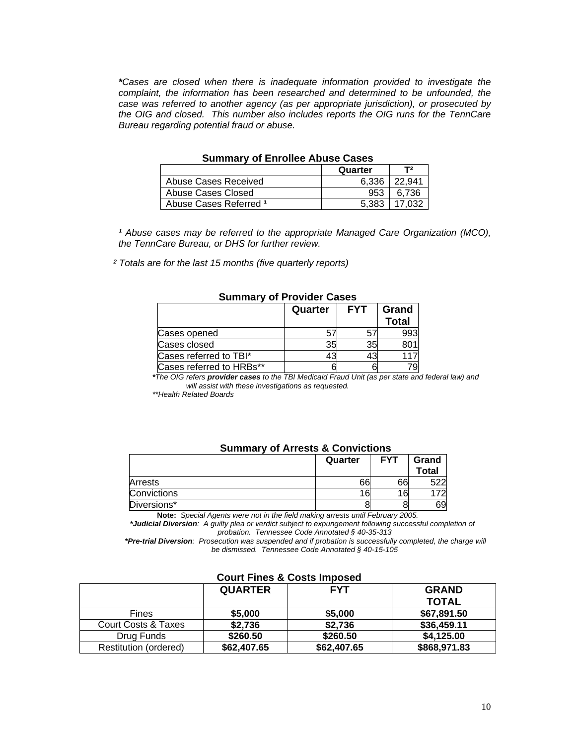***Cases are closed when there is inadequate information provided to investigate the complaint, the information has been researched and determined to be unfounded, the case was referred to another agency (as per appropriate jurisdiction), or prosecuted by the OIG and closed. This number also includes reports the OIG runs for the TennCare Bureau regarding potential fraud or abuse.***

**Summary of Enrollee Abuse Cases**

| | Quarter | T[2] |
|---|---|---|
| Abuse Cases Received | 6,336 | 22,941 |
| Abuse Cases Closed | 953 | 6,736 |
| Abuse Cases Referred [1] | 5,383 | 17,032 |

*[1] Abuse cases may be referred to the appropriate Managed Care Organization (MCO), the TennCare Bureau, or DHS for further review.*

*[2] Totals are for the last 15 months (five quarterly reports)*

**Summary of Provider Cases**

| | Quarter | FYT | Grand Total |
|---|---|---|---|
| Cases opened | 57 | 57 | 993 |
| Cases closed | 35 | 35 | 801 |
| Cases referred to TBI* | 43 | 43 | 117 |
| Cases referred to HRBs** | 6 | 6 | 79 |

*\*The OIG refers **provider cases** to the TBI Medicaid Fraud Unit (as per state and federal law) and will assist with these investigations as requested.*

*\*\*Health Related Boards*

**Summary of Arrests & Convictions**

| | Quarter | FYT | Grand Total |
|---|---|---|---|
| Arrests | 66 | 66 | 522 |
| Convictions | 16 | 16 | 172 |
| Diversions* | 8 | 8 | 69 |

***Note:*** *Special Agents were not in the field making arrests until February 2005.*

***\*Judicial Diversion**: A guilty plea or verdict subject to expungement following successful completion of probation. Tennessee Code Annotated § 40-35-313*

***\*Pre-trial Diversion**: Prosecution was suspended and if probation is successfully completed, the charge will be dismissed. Tennessee Code Annotated § 40-15-105*

**Court Fines & Costs Imposed**

| | QUARTER | FYT | GRAND TOTAL |
|---|---|---|---|
| Fines | **$5,000** | **$5,000** | **$67,891.50** |
| Court Costs & Taxes | **$2,736** | **$2,736** | **$36,459.11** |
| Drug Funds | **$260.50** | **$260.50** | **$4,125.00** |
| Restitution (ordered) | **$62,407.65** | **$62,407.65** | **$868,971.83** |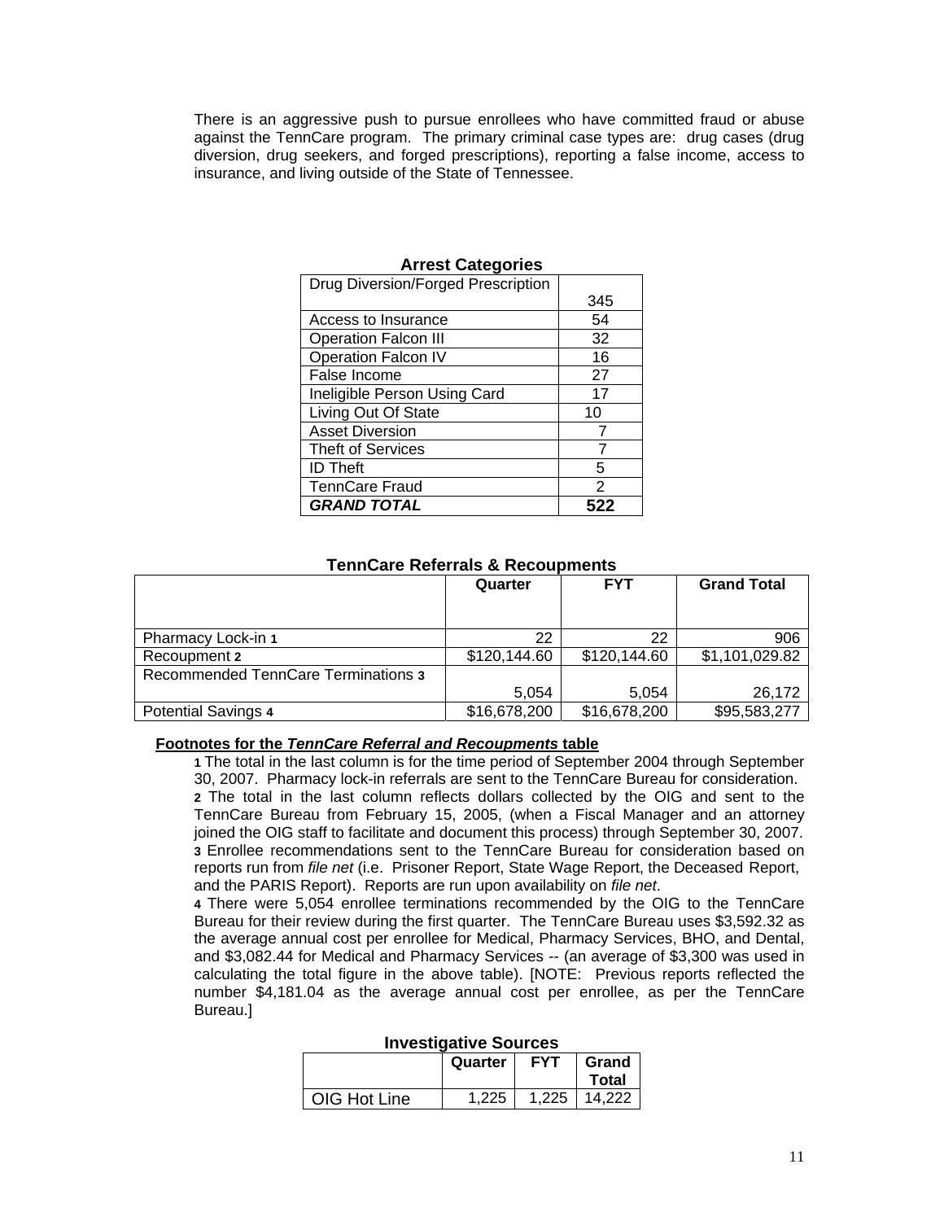There is an aggressive push to pursue enrollees who have committed fraud or abuse against the TennCare program. The primary criminal case types are: drug cases (drug diversion, drug seekers, and forged prescriptions), reporting a false income, access to insurance, and living outside of the State of Tennessee.

**Arrest Categories**

| | |
|---|---|
| Drug Diversion/Forged Prescription | 345 |
| Access to Insurance | 54 |
| Operation Falcon III | 32 |
| Operation Falcon IV | 16 |
| False Income | 27 |
| Ineligible Person Using Card | 17 |
| Living Out Of State | 10 |
| Asset Diversion | 7 |
| Theft of Services | 7 |
| ID Theft | 5 |
| TennCare Fraud | 2 |
| ***GRAND TOTAL*** | **522** |

**TennCare Referrals & Recoupments**

| | Quarter | FYT | Grand Total |
|---|---|---|---|
| Pharmacy Lock-in **1** | 22 | 22 | 906 |
| Recoupment **2** | $120,144.60 | $120,144.60 | $1,101,029.82 |
| Recommended TennCare Terminations **3** | 5,054 | 5,054 | 26,172 |
| Potential Savings **4** | $16,678,200 | $16,678,200 | $95,583,277 |

**Footnotes for the *TennCare Referral and Recoupments* table**

**1** The total in the last column is for the time period of September 2004 through September 30, 2007. Pharmacy lock-in referrals are sent to the TennCare Bureau for consideration.
**2** The total in the last column reflects dollars collected by the OIG and sent to the TennCare Bureau from February 15, 2005, (when a Fiscal Manager and an attorney joined the OIG staff to facilitate and document this process) through September 30, 2007.
**3** Enrollee recommendations sent to the TennCare Bureau for consideration based on reports run from *file net* (i.e. Prisoner Report, State Wage Report, the Deceased Report, and the PARIS Report). Reports are run upon availability on *file net*.
**4** There were 5,054 enrollee terminations recommended by the OIG to the TennCare Bureau for their review during the first quarter. The TennCare Bureau uses $3,592.32 as the average annual cost per enrollee for Medical, Pharmacy Services, BHO, and Dental, and $3,082.44 for Medical and Pharmacy Services -- (an average of $3,300 was used in calculating the total figure in the above table). [NOTE: Previous reports reflected the number $4,181.04 as the average annual cost per enrollee, as per the TennCare Bureau.]

**Investigative Sources**

| | Quarter | FYT | Grand Total |
|---|---|---|---|
| OIG Hot Line | 1,225 | 1,225 | 14,222 |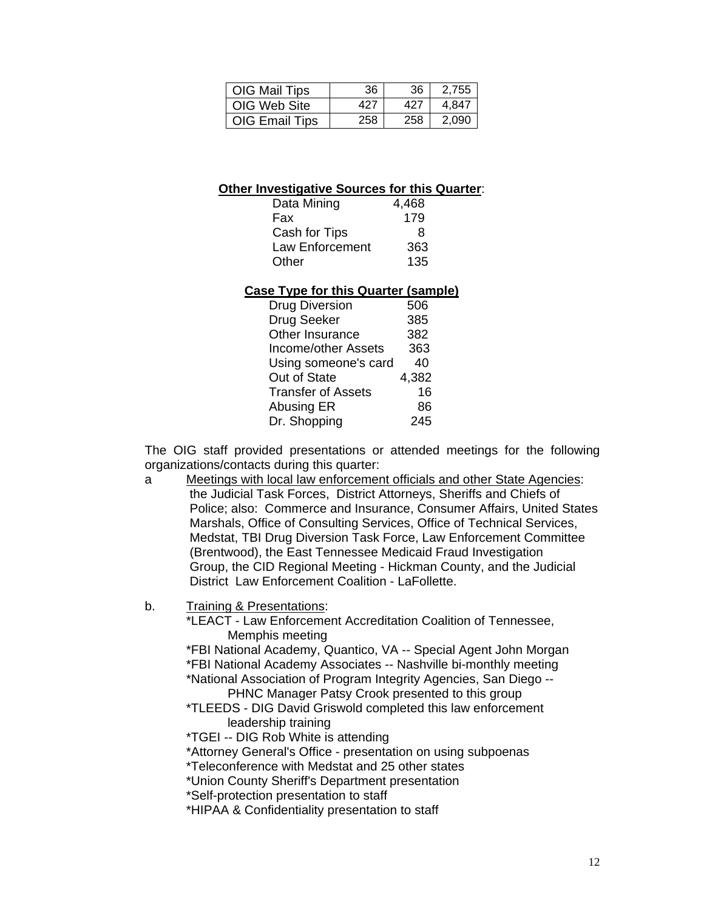| OIG Mail Tips | 36 | 36 | 2,755 |
|---|---|---|---|
| OIG Web Site | 427 | 427 | 4,847 |
| OIG Email Tips | 258 | 258 | 2,090 |

**Other Investigative Sources for this Quarter**:

| | |
|---|---|
| Data Mining | 4,468 |
| Fax | 179 |
| Cash for Tips | 8 |
| Law Enforcement | 363 |
| Other | 135 |

**Case Type for this Quarter (sample)**

| | |
|---|---|
| Drug Diversion | 506 |
| Drug Seeker | 385 |
| Other Insurance | 382 |
| Income/other Assets | 363 |
| Using someone's card | 40 |
| Out of State | 4,382 |
| Transfer of Assets | 16 |
| Abusing ER | 86 |
| Dr. Shopping | 245 |

The OIG staff provided presentations or attended meetings for the following organizations/contacts during this quarter:

a &nbsp;&nbsp;&nbsp; Meetings with local law enforcement officials and other State Agencies: the Judicial Task Forces, District Attorneys, Sheriffs and Chiefs of Police; also: Commerce and Insurance, Consumer Affairs, United States Marshals, Office of Consulting Services, Office of Technical Services, Medstat, TBI Drug Diversion Task Force, Law Enforcement Committee (Brentwood), the East Tennessee Medicaid Fraud Investigation Group, the CID Regional Meeting - Hickman County, and the Judicial District Law Enforcement Coalition - LaFollette.

b. &nbsp;&nbsp;&nbsp; Training & Presentations:

*LEACT - Law Enforcement Accreditation Coalition of Tennessee, Memphis meeting
*FBI National Academy, Quantico, VA -- Special Agent John Morgan
*FBI National Academy Associates -- Nashville bi-monthly meeting
*National Association of Program Integrity Agencies, San Diego -- PHNC Manager Patsy Crook presented to this group
*TLEEDS - DIG David Griswold completed this law enforcement leadership training
*TGEI -- DIG Rob White is attending
*Attorney General's Office - presentation on using subpoenas
*Teleconference with Medstat and 25 other states
*Union County Sheriff's Department presentation
*Self-protection presentation to staff
*HIPAA & Confidentiality presentation to staff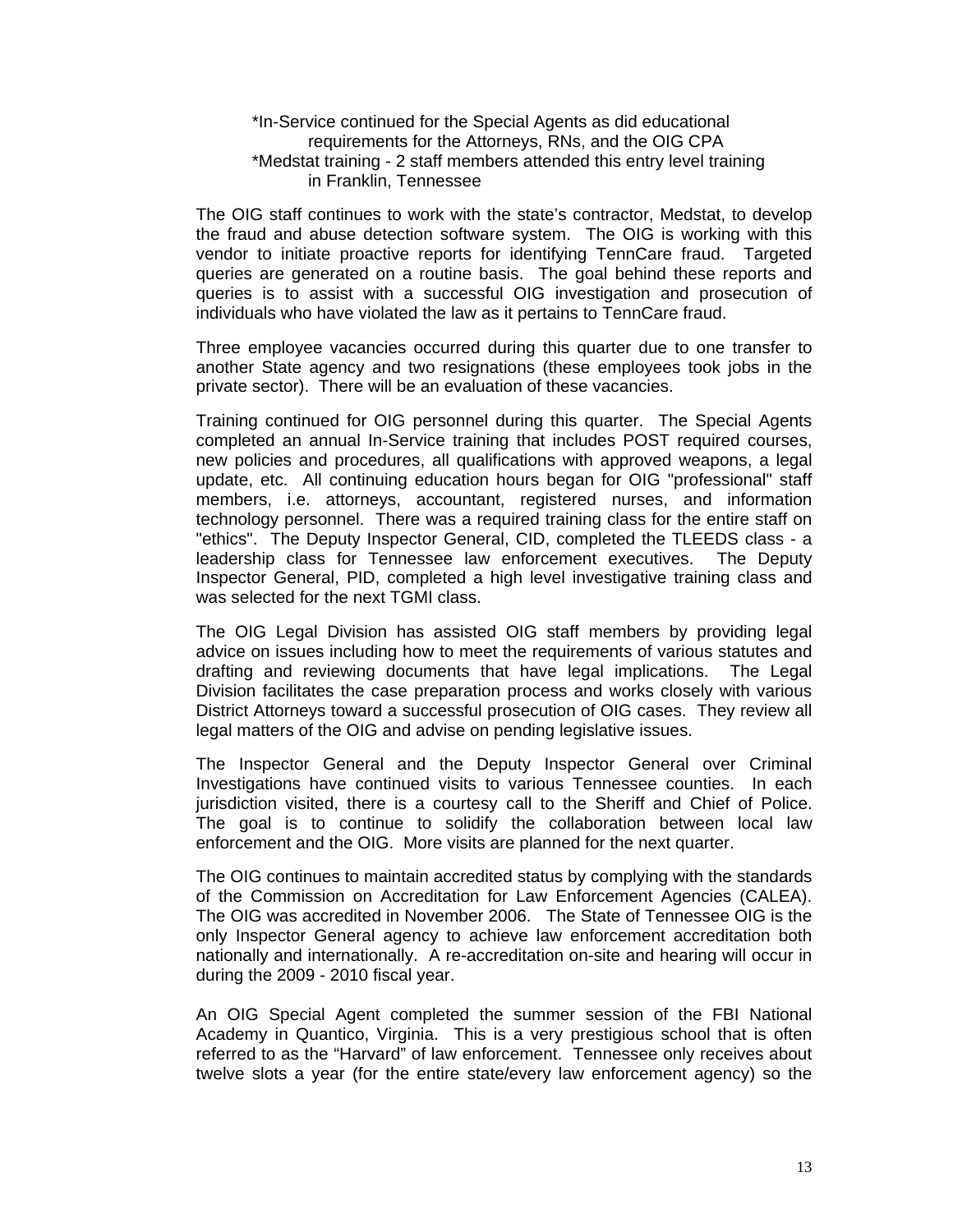*In-Service continued for the Special Agents as did educational requirements for the Attorneys, RNs, and the OIG CPA

*Medstat training - 2 staff members attended this entry level training in Franklin, Tennessee

The OIG staff continues to work with the state's contractor, Medstat, to develop the fraud and abuse detection software system. The OIG is working with this vendor to initiate proactive reports for identifying TennCare fraud. Targeted queries are generated on a routine basis. The goal behind these reports and queries is to assist with a successful OIG investigation and prosecution of individuals who have violated the law as it pertains to TennCare fraud.

Three employee vacancies occurred during this quarter due to one transfer to another State agency and two resignations (these employees took jobs in the private sector). There will be an evaluation of these vacancies.

Training continued for OIG personnel during this quarter. The Special Agents completed an annual In-Service training that includes POST required courses, new policies and procedures, all qualifications with approved weapons, a legal update, etc. All continuing education hours began for OIG "professional" staff members, i.e. attorneys, accountant, registered nurses, and information technology personnel. There was a required training class for the entire staff on "ethics". The Deputy Inspector General, CID, completed the TLEEDS class - a leadership class for Tennessee law enforcement executives. The Deputy Inspector General, PID, completed a high level investigative training class and was selected for the next TGMI class.

The OIG Legal Division has assisted OIG staff members by providing legal advice on issues including how to meet the requirements of various statutes and drafting and reviewing documents that have legal implications. The Legal Division facilitates the case preparation process and works closely with various District Attorneys toward a successful prosecution of OIG cases. They review all legal matters of the OIG and advise on pending legislative issues.

The Inspector General and the Deputy Inspector General over Criminal Investigations have continued visits to various Tennessee counties. In each jurisdiction visited, there is a courtesy call to the Sheriff and Chief of Police. The goal is to continue to solidify the collaboration between local law enforcement and the OIG. More visits are planned for the next quarter.

The OIG continues to maintain accredited status by complying with the standards of the Commission on Accreditation for Law Enforcement Agencies (CALEA). The OIG was accredited in November 2006. The State of Tennessee OIG is the only Inspector General agency to achieve law enforcement accreditation both nationally and internationally. A re-accreditation on-site and hearing will occur in during the 2009 - 2010 fiscal year.

An OIG Special Agent completed the summer session of the FBI National Academy in Quantico, Virginia. This is a very prestigious school that is often referred to as the "Harvard" of law enforcement. Tennessee only receives about twelve slots a year (for the entire state/every law enforcement agency) so the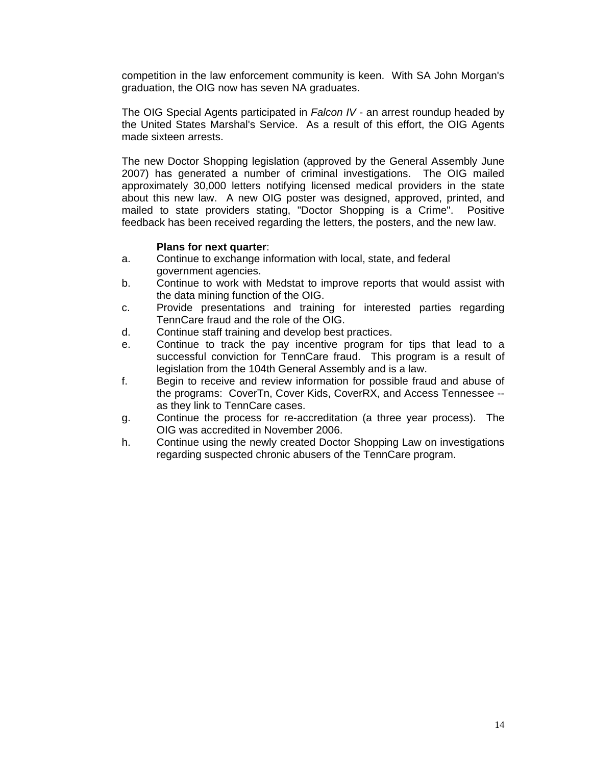competition in the law enforcement community is keen. With SA John Morgan's graduation, the OIG now has seven NA graduates.

The OIG Special Agents participated in *Falcon IV* - an arrest roundup headed by the United States Marshal's Service. As a result of this effort, the OIG Agents made sixteen arrests.

The new Doctor Shopping legislation (approved by the General Assembly June 2007) has generated a number of criminal investigations. The OIG mailed approximately 30,000 letters notifying licensed medical providers in the state about this new law. A new OIG poster was designed, approved, printed, and mailed to state providers stating, "Doctor Shopping is a Crime". Positive feedback has been received regarding the letters, the posters, and the new law.

**Plans for next quarter**:

a. Continue to exchange information with local, state, and federal government agencies.
b. Continue to work with Medstat to improve reports that would assist with the data mining function of the OIG.
c. Provide presentations and training for interested parties regarding TennCare fraud and the role of the OIG.
d. Continue staff training and develop best practices.
e. Continue to track the pay incentive program for tips that lead to a successful conviction for TennCare fraud. This program is a result of legislation from the 104th General Assembly and is a law.
f. Begin to receive and review information for possible fraud and abuse of the programs: CoverTn, Cover Kids, CoverRX, and Access Tennessee -- as they link to TennCare cases.
g. Continue the process for re-accreditation (a three year process). The OIG was accredited in November 2006.
h. Continue using the newly created Doctor Shopping Law on investigations regarding suspected chronic abusers of the TennCare program.